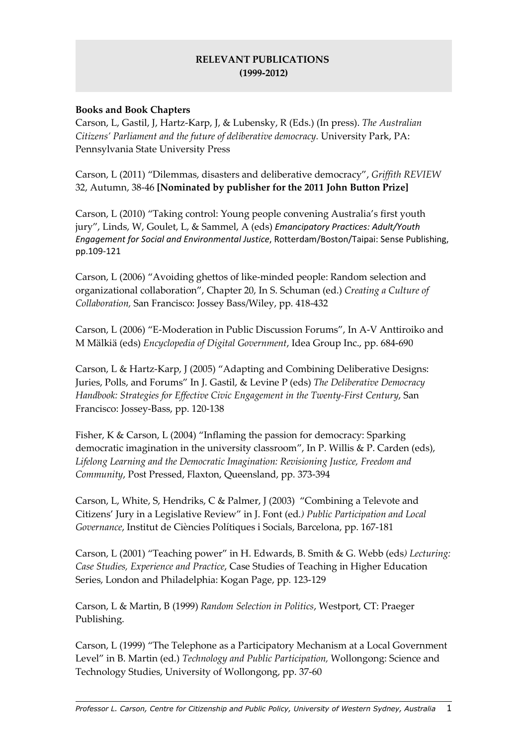# RELEVANT PUBLICATIONS
## (1999-2012)

**Books and Book Chapters**

Carson, L, Gastil, J, Hartz-Karp, J, & Lubensky, R (Eds.) (In press). *The Australian Citizens' Parliament and the future of deliberative democracy.* University Park, PA: Pennsylvania State University Press

Carson, L (2011) "Dilemmas, disasters and deliberative democracy", *Griffith REVIEW* 32, Autumn, 38-46 **[Nominated by publisher for the 2011 John Button Prize]**

Carson, L (2010) "Taking control: Young people convening Australia's first youth jury", Linds, W, Goulet, L, & Sammel, A (eds) *Emancipatory Practices: Adult/Youth Engagement for Social and Environmental Justice*, Rotterdam/Boston/Taipai: Sense Publishing, pp.109-121

Carson, L (2006) "Avoiding ghettos of like-minded people: Random selection and organizational collaboration", Chapter 20, In S. Schuman (ed.) *Creating a Culture of Collaboration,* San Francisco: Jossey Bass/Wiley, pp. 418-432

Carson, L (2006) "E-Moderation in Public Discussion Forums", In A-V Anttiroiko and M Mälkiä (eds) *Encyclopedia of Digital Government*, Idea Group Inc., pp. 684-690

Carson, L & Hartz-Karp, J (2005) "Adapting and Combining Deliberative Designs: Juries, Polls, and Forums" In J. Gastil, & Levine P (eds) *The Deliberative Democracy Handbook: Strategies for Effective Civic Engagement in the Twenty-First Century*, San Francisco: Jossey-Bass, pp. 120-138

Fisher, K & Carson, L (2004) "Inflaming the passion for democracy: Sparking democratic imagination in the university classroom", In P. Willis & P. Carden (eds), *Lifelong Learning and the Democratic Imagination: Revisioning Justice, Freedom and Community*, Post Pressed, Flaxton, Queensland, pp. 373-394

Carson, L, White, S, Hendriks, C & Palmer, J (2003) "Combining a Televote and Citizens' Jury in a Legislative Review" in J. Font (ed*.) Public Participation and Local Governance*, Institut de Ciències Polítiques i Socials, Barcelona, pp. 167-181

Carson, L (2001) "Teaching power" in H. Edwards, B. Smith & G. Webb (eds*) Lecturing: Case Studies, Experience and Practice*, Case Studies of Teaching in Higher Education Series, London and Philadelphia: Kogan Page, pp. 123-129

Carson, L & Martin, B (1999) *Random Selection in Politics*, Westport, CT: Praeger Publishing.

Carson, L (1999) "The Telephone as a Participatory Mechanism at a Local Government Level" in B. Martin (ed.) *Technology and Public Participation,* Wollongong: Science and Technology Studies, University of Wollongong, pp. 37-60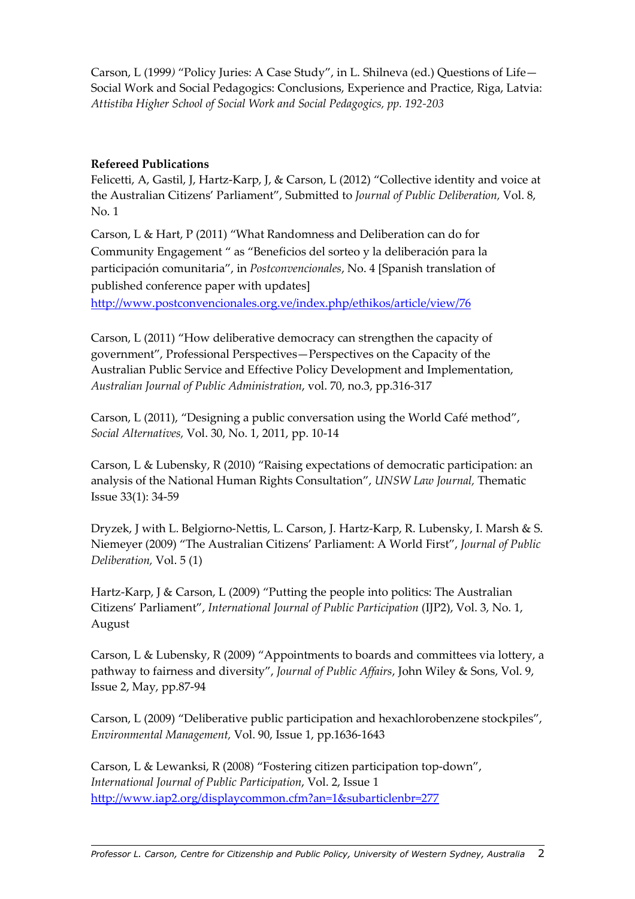Carson, L (1999) “Policy Juries: A Case Study”, in L. Shilneva (ed.) Questions of Life—Social Work and Social Pedagogics: Conclusions, Experience and Practice, Riga, Latvia: *Attistiba Higher School of Social Work and Social Pedagogics, pp. 192-203*

**Refereed Publications**

Felicetti, A, Gastil, J, Hartz-Karp, J, & Carson, L (2012) “Collective identity and voice at the Australian Citizens’ Parliament”, Submitted to *Journal of Public Deliberation,* Vol. 8, No. 1

Carson, L & Hart, P (2011) “What Randomness and Deliberation can do for Community Engagement “ as “Beneficios del sorteo y la deliberación para la participación comunitaria”, in *Postconvencionales*, No. 4 [Spanish translation of published conference paper with updates]
http://www.postconvencionales.org.ve/index.php/ethikos/article/view/76

Carson, L (2011) “How deliberative democracy can strengthen the capacity of government”, Professional Perspectives—Perspectives on the Capacity of the Australian Public Service and Effective Policy Development and Implementation, *Australian Journal of Public Administration*, vol. 70, no.3, pp.316-317

Carson, L (2011), “Designing a public conversation using the World Café method”, *Social Alternatives,* Vol. 30, No. 1, 2011, pp. 10-14

Carson, L & Lubensky, R (2010) “Raising expectations of democratic participation: an analysis of the National Human Rights Consultation”, *UNSW Law Journal,* Thematic Issue 33(1): 34-59

Dryzek, J with L. Belgiorno-Nettis, L. Carson, J. Hartz-Karp, R. Lubensky, I. Marsh & S. Niemeyer (2009) “The Australian Citizens’ Parliament: A World First”, *Journal of Public Deliberation,* Vol. 5 (1)

Hartz-Karp, J & Carson, L (2009) “Putting the people into politics: The Australian Citizens’ Parliament”, *International Journal of Public Participation* (IJP2), Vol. 3, No. 1, August

Carson, L & Lubensky, R (2009) “Appointments to boards and committees via lottery, a pathway to fairness and diversity”, *Journal of Public Affairs*, John Wiley & Sons, Vol. 9, Issue 2, May, pp.87-94

Carson, L (2009) “Deliberative public participation and hexachlorobenzene stockpiles”, *Environmental Management,* Vol. 90, Issue 1, pp.1636-1643

Carson, L & Lewanksi, R (2008) “Fostering citizen participation top-down”, *International Journal of Public Participation*, Vol. 2, Issue 1
http://www.iap2.org/displaycommon.cfm?an=1&subarticlenbr=277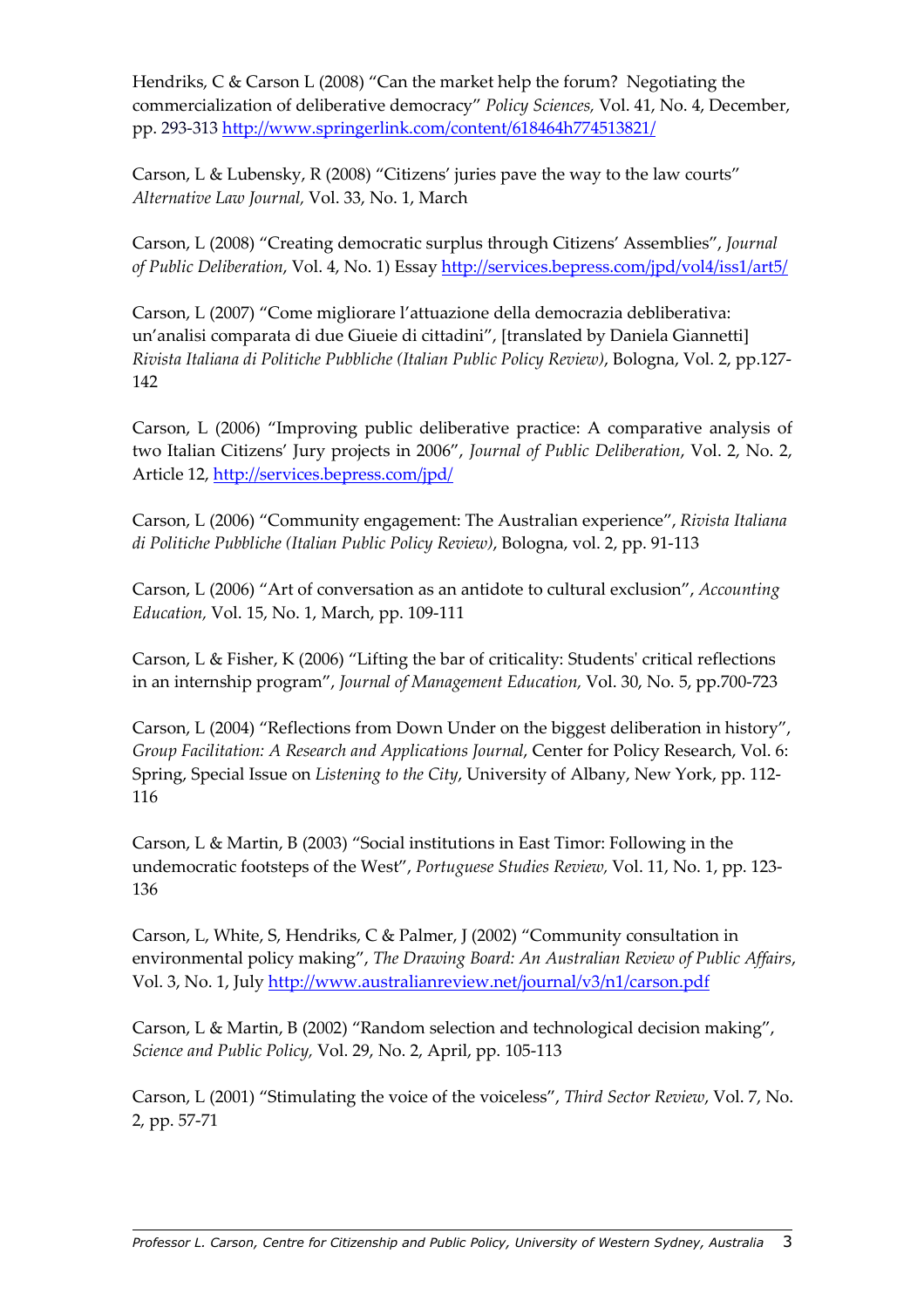Hendriks, C & Carson L (2008) “Can the market help the forum? Negotiating the commercialization of deliberative democracy” *Policy Sciences,* Vol. 41, No. 4, December, pp. 293-313 http://www.springerlink.com/content/618464h774513821/

Carson, L & Lubensky, R (2008) “Citizens’ juries pave the way to the law courts” *Alternative Law Journal,* Vol. 33, No. 1, March

Carson, L (2008) “Creating democratic surplus through Citizens’ Assemblies”, *Journal of Public Deliberation*, Vol. 4, No. 1) Essay http://services.bepress.com/jpd/vol4/iss1/art5/

Carson, L (2007) “Come migliorare l’attuazione della democrazia debliberativa: un’analisi comparata di due Giueie di cittadini”, [translated by Daniela Giannetti] *Rivista Italiana di Politiche Pubbliche (Italian Public Policy Review)*, Bologna, Vol. 2, pp.127-142

Carson, L (2006) “Improving public deliberative practice: A comparative analysis of two Italian Citizens’ Jury projects in 2006”, *Journal of Public Deliberation*, Vol. 2, No. 2, Article 12, http://services.bepress.com/jpd/

Carson, L (2006) “Community engagement: The Australian experience”, *Rivista Italiana di Politiche Pubbliche (Italian Public Policy Review)*, Bologna, vol. 2, pp. 91-113

Carson, L (2006) “Art of conversation as an antidote to cultural exclusion”, *Accounting Education,* Vol. 15, No. 1, March, pp. 109-111

Carson, L & Fisher, K (2006) “Lifting the bar of criticality: Students' critical reflections in an internship program”, *Journal of Management Education,* Vol. 30, No. 5, pp.700-723

Carson, L (2004) “Reflections from Down Under on the biggest deliberation in history”, *Group Facilitation: A Research and Applications Journal*, Center for Policy Research, Vol. 6: Spring, Special Issue on *Listening to the City*, University of Albany, New York, pp. 112-116

Carson, L & Martin, B (2003) “Social institutions in East Timor: Following in the undemocratic footsteps of the West”, *Portuguese Studies Review,* Vol. 11, No. 1, pp. 123-136

Carson, L, White, S, Hendriks, C & Palmer, J (2002) “Community consultation in environmental policy making”, *The Drawing Board: An Australian Review of Public Affairs*, Vol. 3, No. 1, July http://www.australianreview.net/journal/v3/n1/carson.pdf

Carson, L & Martin, B (2002) “Random selection and technological decision making”, *Science and Public Policy,* Vol. 29, No. 2, April, pp. 105-113

Carson, L (2001) “Stimulating the voice of the voiceless”, *Third Sector Review*, Vol. 7, No. 2, pp. 57-71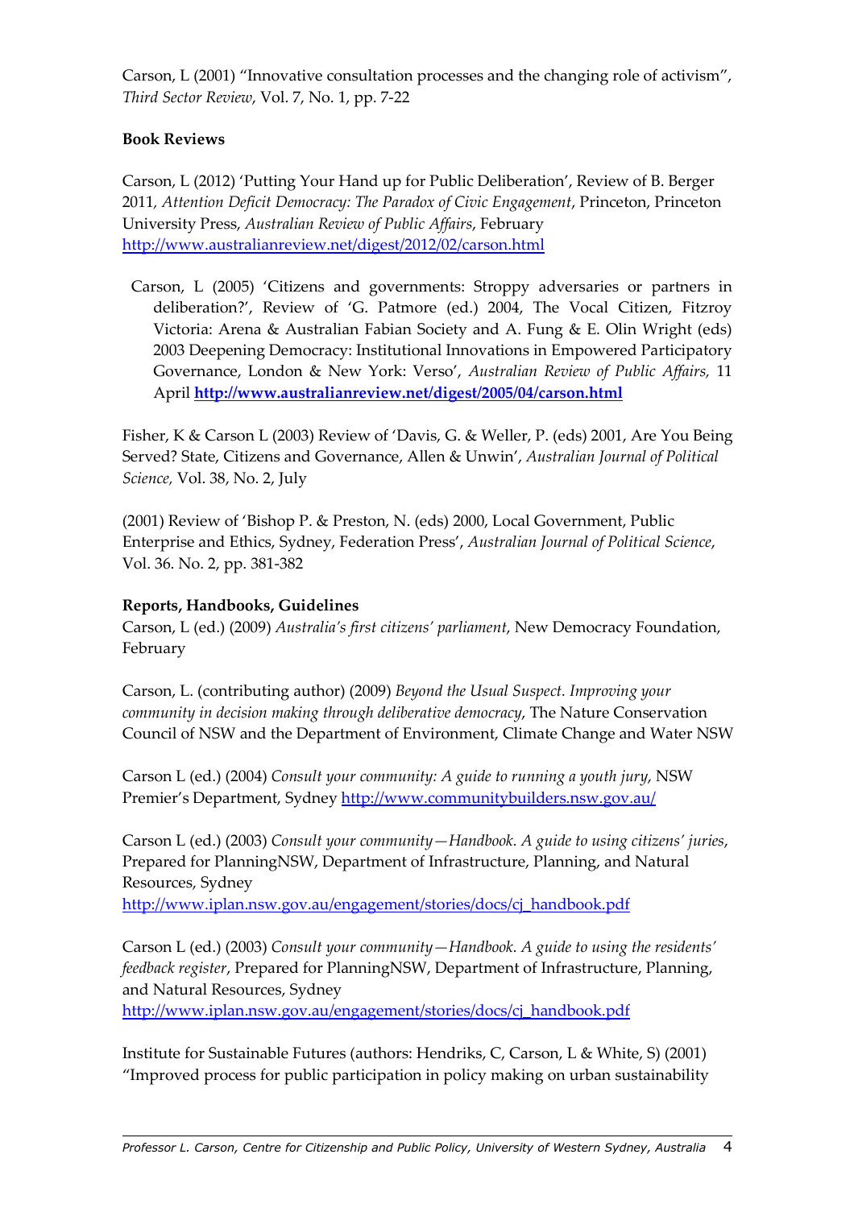Carson, L (2001) "Innovative consultation processes and the changing role of activism", *Third Sector Review*, Vol. 7, No. 1, pp. 7-22

**Book Reviews**

Carson, L (2012) 'Putting Your Hand up for Public Deliberation', Review of B. Berger 2011, *Attention Deficit Democracy: The Paradox of Civic Engagement*, Princeton, Princeton University Press, *Australian Review of Public Affairs*, February http://www.australianreview.net/digest/2012/02/carson.html

Carson, L (2005) 'Citizens and governments: Stroppy adversaries or partners in deliberation?', Review of 'G. Patmore (ed.) 2004, The Vocal Citizen, Fitzroy Victoria: Arena & Australian Fabian Society and A. Fung & E. Olin Wright (eds) 2003 Deepening Democracy: Institutional Innovations in Empowered Participatory Governance, London & New York: Verso', *Australian Review of Public Affairs,* 11 April **http://www.australianreview.net/digest/2005/04/carson.html**

Fisher, K & Carson L (2003) Review of 'Davis, G. & Weller, P. (eds) 2001, Are You Being Served? State, Citizens and Governance, Allen & Unwin', *Australian Journal of Political Science,* Vol. 38, No. 2, July

(2001) Review of 'Bishop P. & Preston, N. (eds) 2000, Local Government, Public Enterprise and Ethics, Sydney, Federation Press', *Australian Journal of Political Science*, Vol. 36. No. 2, pp. 381-382

**Reports, Handbooks, Guidelines**

Carson, L (ed.) (2009) *Australia's first citizens' parliament*, New Democracy Foundation, February

Carson, L. (contributing author) (2009) *Beyond the Usual Suspect. Improving your community in decision making through deliberative democracy*, The Nature Conservation Council of NSW and the Department of Environment, Climate Change and Water NSW

Carson L (ed.) (2004) *Consult your community: A guide to running a youth jury*, NSW Premier's Department, Sydney http://www.communitybuilders.nsw.gov.au/

Carson L (ed.) (2003) *Consult your community—Handbook. A guide to using citizens' juries*, Prepared for PlanningNSW, Department of Infrastructure, Planning, and Natural Resources, Sydney
http://www.iplan.nsw.gov.au/engagement/stories/docs/cj_handbook.pdf

Carson L (ed.) (2003) *Consult your community—Handbook. A guide to using the residents' feedback register*, Prepared for PlanningNSW, Department of Infrastructure, Planning, and Natural Resources, Sydney
http://www.iplan.nsw.gov.au/engagement/stories/docs/cj_handbook.pdf

Institute for Sustainable Futures (authors: Hendriks, C, Carson, L & White, S) (2001) "Improved process for public participation in policy making on urban sustainability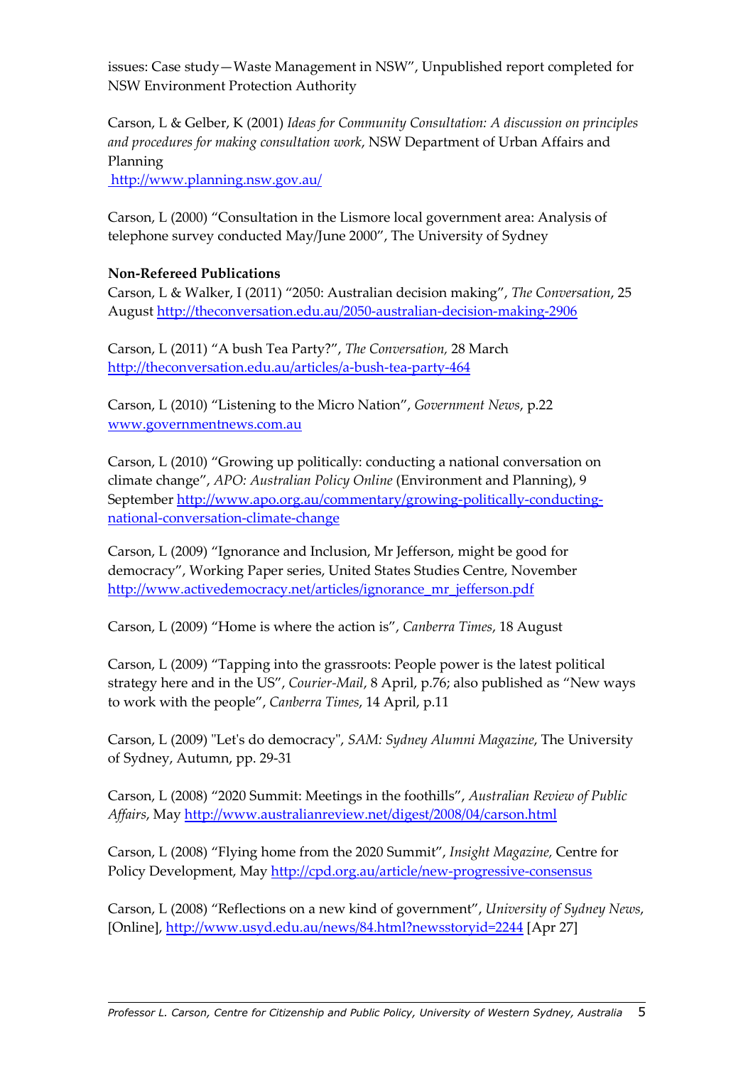issues: Case study—Waste Management in NSW", Unpublished report completed for NSW Environment Protection Authority

Carson, L & Gelber, K (2001) *Ideas for Community Consultation: A discussion on principles and procedures for making consultation work*, NSW Department of Urban Affairs and Planning
http://www.planning.nsw.gov.au/

Carson, L (2000) "Consultation in the Lismore local government area: Analysis of telephone survey conducted May/June 2000", The University of Sydney

**Non-Refereed Publications**

Carson, L & Walker, I (2011) "2050: Australian decision making", *The Conversation*, 25 August http://theconversation.edu.au/2050-australian-decision-making-2906

Carson, L (2011) "A bush Tea Party?", *The Conversation,* 28 March http://theconversation.edu.au/articles/a-bush-tea-party-464

Carson, L (2010) "Listening to the Micro Nation", *Government News*, p.22 www.governmentnews.com.au

Carson, L (2010) "Growing up politically: conducting a national conversation on climate change", *APO: Australian Policy Online* (Environment and Planning), 9 September http://www.apo.org.au/commentary/growing-politically-conducting-national-conversation-climate-change

Carson, L (2009) "Ignorance and Inclusion, Mr Jefferson, might be good for democracy", Working Paper series, United States Studies Centre, November http://www.activedemocracy.net/articles/ignorance_mr_jefferson.pdf

Carson, L (2009) "Home is where the action is", *Canberra Times*, 18 August

Carson, L (2009) "Tapping into the grassroots: People power is the latest political strategy here and in the US", *Courier-Mail*, 8 April, p.76; also published as "New ways to work with the people", *Canberra Times*, 14 April, p.11

Carson, L (2009) "Let's do democracy", *SAM: Sydney Alumni Magazine*, The University of Sydney, Autumn, pp. 29-31

Carson, L (2008) "2020 Summit: Meetings in the foothills", *Australian Review of Public Affairs*, May http://www.australianreview.net/digest/2008/04/carson.html

Carson, L (2008) "Flying home from the 2020 Summit", *Insight Magazine,* Centre for Policy Development, May http://cpd.org.au/article/new-progressive-consensus

Carson, L (2008) "Reflections on a new kind of government", *University of Sydney News*, [Online], http://www.usyd.edu.au/news/84.html?newsstoryid=2244 [Apr 27]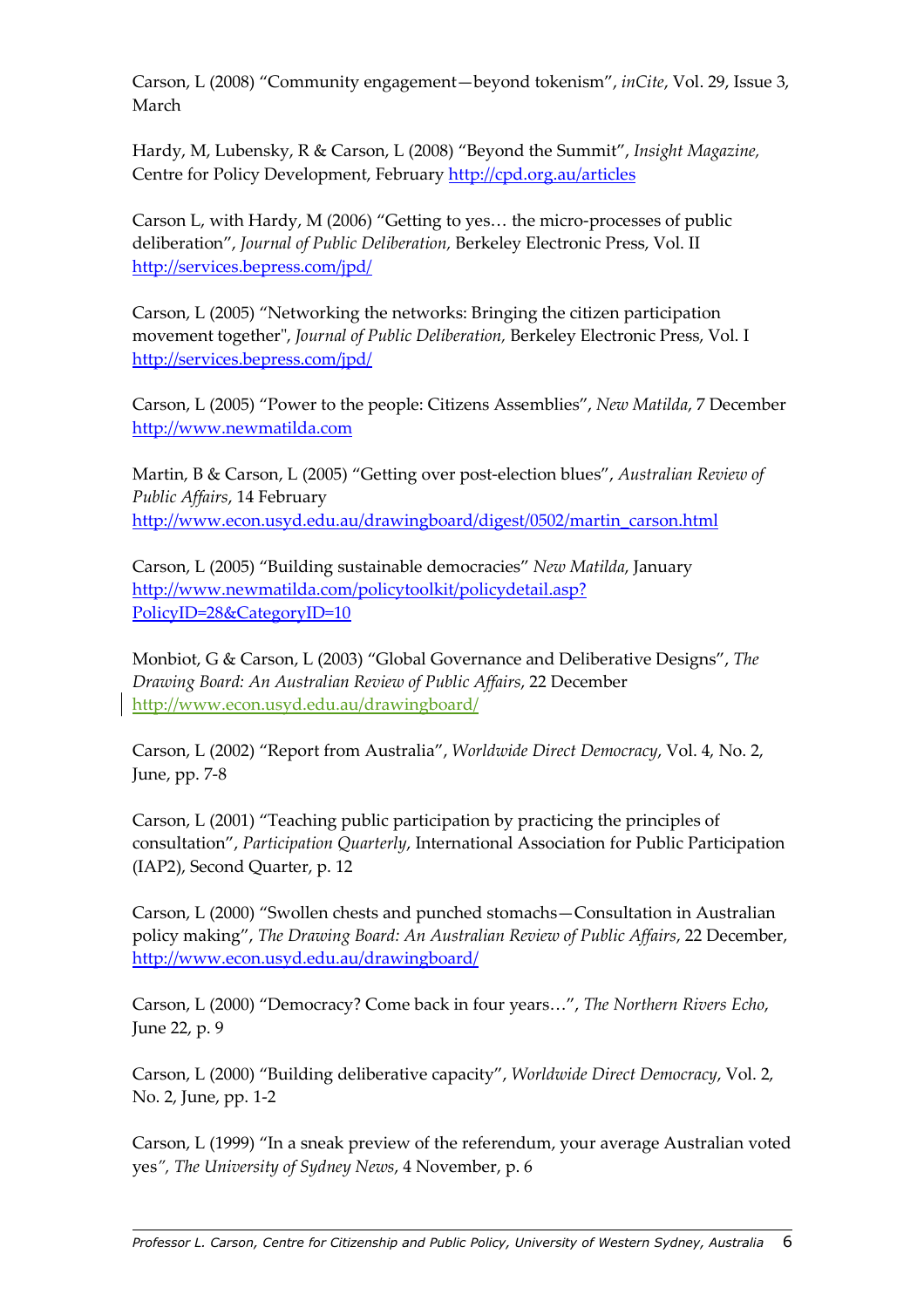Carson, L (2008) “Community engagement—beyond tokenism”, *inCite*, Vol. 29, Issue 3, March

Hardy, M, Lubensky, R & Carson, L (2008) “Beyond the Summit”, *Insight Magazine,* Centre for Policy Development, February http://cpd.org.au/articles

Carson L, with Hardy, M (2006) “Getting to yes… the micro-processes of public deliberation”, *Journal of Public Deliberation,* Berkeley Electronic Press, Vol. II http://services.bepress.com/jpd/

Carson, L (2005) “Networking the networks: Bringing the citizen participation movement together", *Journal of Public Deliberation,* Berkeley Electronic Press, Vol. I http://services.bepress.com/jpd/

Carson, L (2005) “Power to the people: Citizens Assemblies”, *New Matilda*, 7 December http://www.newmatilda.com

Martin, B & Carson, L (2005) “Getting over post-election blues”, *Australian Review of Public Affairs*, 14 February http://www.econ.usyd.edu.au/drawingboard/digest/0502/martin_carson.html

Carson, L (2005) “Building sustainable democracies” *New Matilda*, January http://www.newmatilda.com/policytoolkit/policydetail.asp?PolicyID=28&CategoryID=10

Monbiot, G & Carson, L (2003) “Global Governance and Deliberative Designs”, *The Drawing Board: An Australian Review of Public Affairs*, 22 December http://www.econ.usyd.edu.au/drawingboard/

Carson, L (2002) “Report from Australia”, *Worldwide Direct Democracy*, Vol. 4, No. 2, June, pp. 7-8

Carson, L (2001) “Teaching public participation by practicing the principles of consultation”, *Participation Quarterly*, International Association for Public Participation (IAP2), Second Quarter, p. 12

Carson, L (2000) “Swollen chests and punched stomachs—Consultation in Australian policy making”, *The Drawing Board: An Australian Review of Public Affairs*, 22 December, http://www.econ.usyd.edu.au/drawingboard/

Carson, L (2000) “Democracy? Come back in four years…”, *The Northern Rivers Echo*, June 22, p. 9

Carson, L (2000) “Building deliberative capacity”, *Worldwide Direct Democracy*, Vol. 2, No. 2, June, pp. 1-2

Carson, L (1999) “In a sneak preview of the referendum, your average Australian voted yes”, *The University of Sydney News*, 4 November, p. 6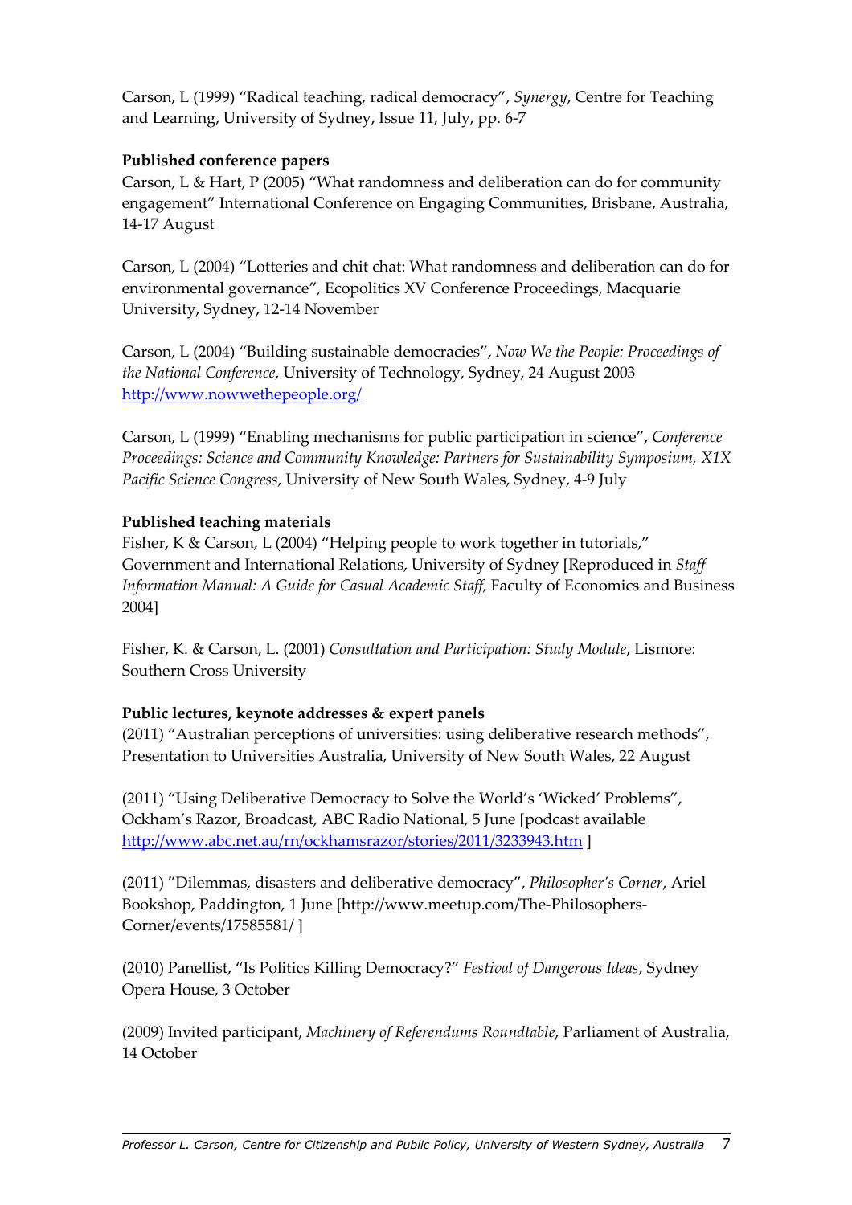Carson, L (1999) “Radical teaching, radical democracy”, *Synergy*, Centre for Teaching and Learning, University of Sydney, Issue 11, July, pp. 6-7

**Published conference papers**

Carson, L & Hart, P (2005) “What randomness and deliberation can do for community engagement” International Conference on Engaging Communities, Brisbane, Australia, 14-17 August

Carson, L (2004) “Lotteries and chit chat: What randomness and deliberation can do for environmental governance”, Ecopolitics XV Conference Proceedings, Macquarie University, Sydney, 12-14 November

Carson, L (2004) “Building sustainable democracies”, *Now We the People: Proceedings of the National Conference*, University of Technology, Sydney, 24 August 2003 http://www.nowwethepeople.org/

Carson, L (1999) “Enabling mechanisms for public participation in science”, *Conference Proceedings: Science and Community Knowledge: Partners for Sustainability Symposium, X1X Pacific Science Congress*, University of New South Wales, Sydney, 4-9 July

**Published teaching materials**

Fisher, K & Carson, L (2004) “Helping people to work together in tutorials,” Government and International Relations, University of Sydney [Reproduced in *Staff Information Manual: A Guide for Casual Academic Staff,* Faculty of Economics and Business 2004]

Fisher, K. & Carson, L. (2001) *Consultation and Participation: Study Module*, Lismore: Southern Cross University

**Public lectures, keynote addresses & expert panels**

(2011) “Australian perceptions of universities: using deliberative research methods”, Presentation to Universities Australia, University of New South Wales, 22 August

(2011) “Using Deliberative Democracy to Solve the World’s ‘Wicked’ Problems”, Ockham’s Razor, Broadcast, ABC Radio National, 5 June [podcast available http://www.abc.net.au/rn/ockhamsrazor/stories/2011/3233943.htm ]

(2011) ”Dilemmas, disasters and deliberative democracy”, *Philosopher’s Corner*, Ariel Bookshop, Paddington, 1 June [http://www.meetup.com/The-Philosophers-Corner/events/17585581/ ]

(2010) Panellist, “Is Politics Killing Democracy?” *Festival of Dangerous Ideas*, Sydney Opera House, 3 October

(2009) Invited participant, *Machinery of Referendums Roundtable*, Parliament of Australia, 14 October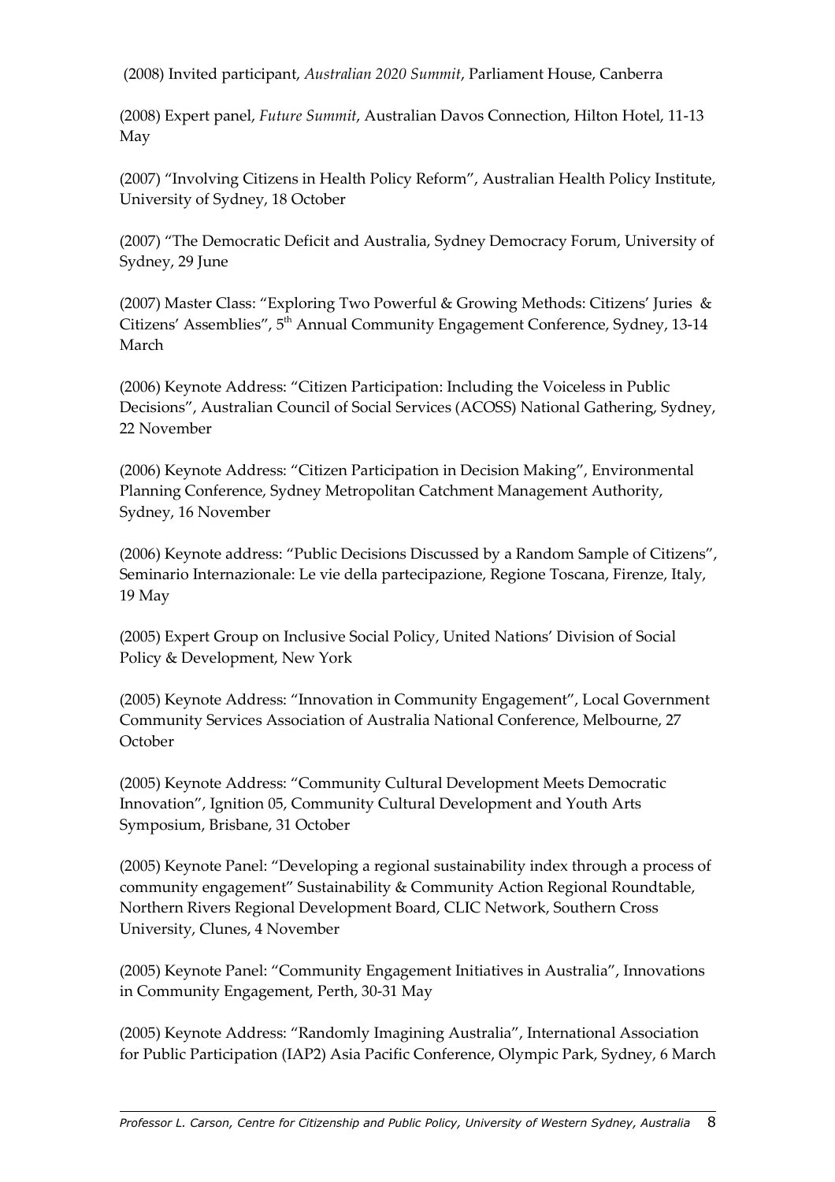(2008) Invited participant, *Australian 2020 Summit*, Parliament House, Canberra

(2008) Expert panel, *Future Summit*, Australian Davos Connection, Hilton Hotel, 11-13 May

(2007) "Involving Citizens in Health Policy Reform", Australian Health Policy Institute, University of Sydney, 18 October

(2007) "The Democratic Deficit and Australia, Sydney Democracy Forum, University of Sydney, 29 June

(2007) Master Class: "Exploring Two Powerful & Growing Methods: Citizens' Juries & Citizens' Assemblies", 5th Annual Community Engagement Conference, Sydney, 13-14 March

(2006) Keynote Address: "Citizen Participation: Including the Voiceless in Public Decisions", Australian Council of Social Services (ACOSS) National Gathering, Sydney, 22 November

(2006) Keynote Address: "Citizen Participation in Decision Making", Environmental Planning Conference, Sydney Metropolitan Catchment Management Authority, Sydney, 16 November

(2006) Keynote address: "Public Decisions Discussed by a Random Sample of Citizens", Seminario Internazionale: Le vie della partecipazione, Regione Toscana, Firenze, Italy, 19 May

(2005) Expert Group on Inclusive Social Policy, United Nations' Division of Social Policy & Development, New York

(2005) Keynote Address: "Innovation in Community Engagement", Local Government Community Services Association of Australia National Conference, Melbourne, 27 October

(2005) Keynote Address: "Community Cultural Development Meets Democratic Innovation", Ignition 05, Community Cultural Development and Youth Arts Symposium, Brisbane, 31 October

(2005) Keynote Panel: "Developing a regional sustainability index through a process of community engagement" Sustainability & Community Action Regional Roundtable, Northern Rivers Regional Development Board, CLIC Network, Southern Cross University, Clunes, 4 November

(2005) Keynote Panel: "Community Engagement Initiatives in Australia", Innovations in Community Engagement, Perth, 30-31 May

(2005) Keynote Address: "Randomly Imagining Australia", International Association for Public Participation (IAP2) Asia Pacific Conference, Olympic Park, Sydney, 6 March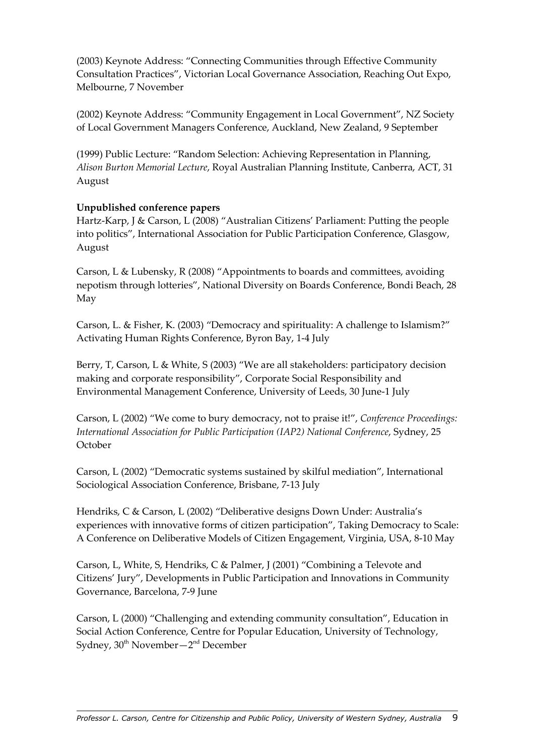(2003) Keynote Address: "Connecting Communities through Effective Community Consultation Practices", Victorian Local Governance Association, Reaching Out Expo, Melbourne, 7 November

(2002) Keynote Address: "Community Engagement in Local Government", NZ Society of Local Government Managers Conference, Auckland, New Zealand, 9 September

(1999) Public Lecture: "Random Selection: Achieving Representation in Planning, *Alison Burton Memorial Lecture*, Royal Australian Planning Institute, Canberra, ACT, 31 August

**Unpublished conference papers**

Hartz-Karp, J & Carson, L (2008) "Australian Citizens' Parliament: Putting the people into politics", International Association for Public Participation Conference, Glasgow, August

Carson, L & Lubensky, R (2008) "Appointments to boards and committees, avoiding nepotism through lotteries", National Diversity on Boards Conference, Bondi Beach, 28 May

Carson, L. & Fisher, K. (2003) "Democracy and spirituality: A challenge to Islamism?" Activating Human Rights Conference, Byron Bay, 1-4 July

Berry, T, Carson, L & White, S (2003) "We are all stakeholders: participatory decision making and corporate responsibility", Corporate Social Responsibility and Environmental Management Conference, University of Leeds, 30 June-1 July

Carson, L (2002) "We come to bury democracy, not to praise it!", *Conference Proceedings: International Association for Public Participation (IAP2) National Conference*, Sydney, 25 October

Carson, L (2002) "Democratic systems sustained by skilful mediation", International Sociological Association Conference, Brisbane, 7-13 July

Hendriks, C & Carson, L (2002) "Deliberative designs Down Under: Australia's experiences with innovative forms of citizen participation", Taking Democracy to Scale: A Conference on Deliberative Models of Citizen Engagement, Virginia, USA, 8-10 May

Carson, L, White, S, Hendriks, C & Palmer, J (2001) "Combining a Televote and Citizens' Jury", Developments in Public Participation and Innovations in Community Governance, Barcelona, 7-9 June

Carson, L (2000) "Challenging and extending community consultation", Education in Social Action Conference, Centre for Popular Education, University of Technology, Sydney, 30th November—2nd December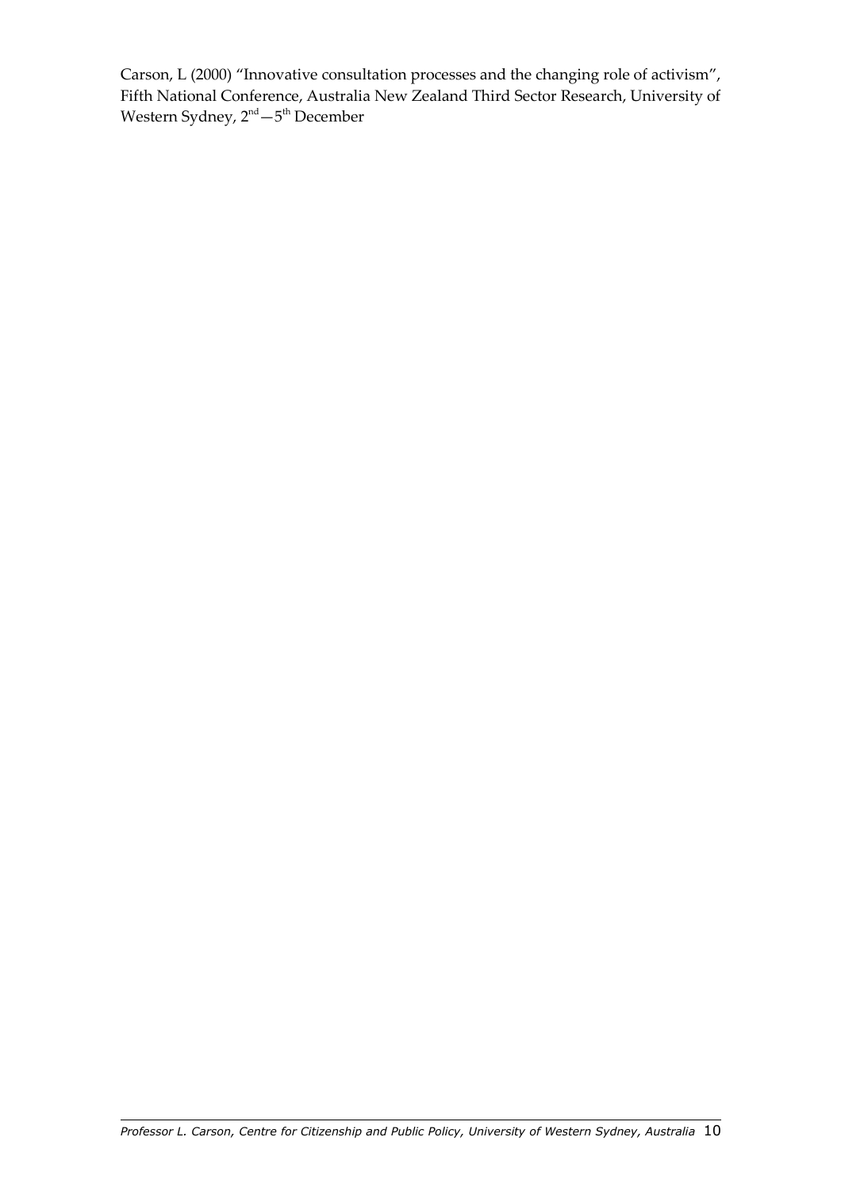Carson, L (2000) "Innovative consultation processes and the changing role of activism", Fifth National Conference, Australia New Zealand Third Sector Research, University of Western Sydney, 2nd—5th December